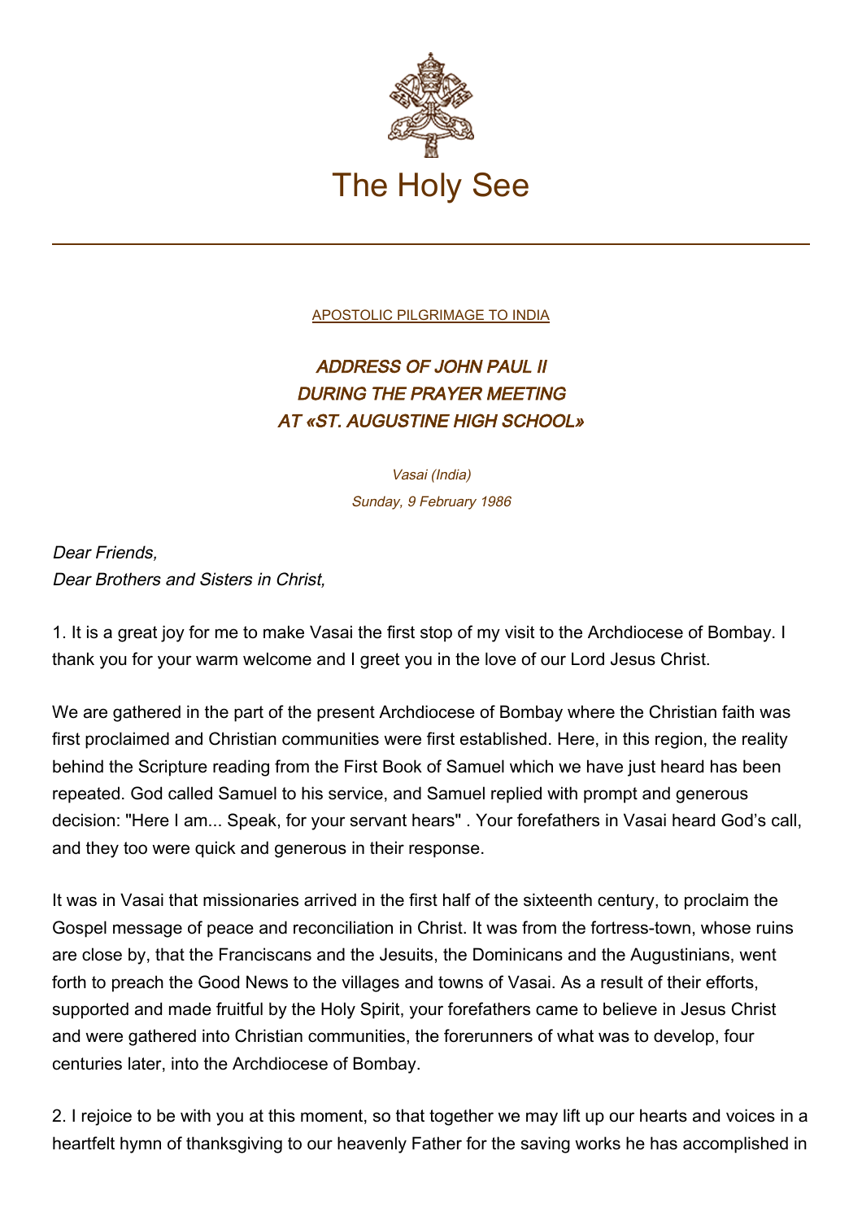The Holy See

APOSTOLIC PILGRIMAGE TO INDIA

# *ADDRESS OF JOHN PAUL II DURING THE PRAYER MEETING AT «ST. AUGUSTINE HIGH SCHOOL»*

*Vasai (India)*
*Sunday, 9 February 1986*

*Dear Friends,*
*Dear Brothers and Sisters in Christ,*

1. It is a great joy for me to make Vasai the first stop of my visit to the Archdiocese of Bombay. I thank you for your warm welcome and I greet you in the love of our Lord Jesus Christ.

We are gathered in the part of the present Archdiocese of Bombay where the Christian faith was first proclaimed and Christian communities were first established. Here, in this region, the reality behind the Scripture reading from the First Book of Samuel which we have just heard has been repeated. God called Samuel to his service, and Samuel replied with prompt and generous decision: "Here I am... Speak, for your servant hears" . Your forefathers in Vasai heard God's call, and they too were quick and generous in their response.

It was in Vasai that missionaries arrived in the first half of the sixteenth century, to proclaim the Gospel message of peace and reconciliation in Christ. It was from the fortress-town, whose ruins are close by, that the Franciscans and the Jesuits, the Dominicans and the Augustinians, went forth to preach the Good News to the villages and towns of Vasai. As a result of their efforts, supported and made fruitful by the Holy Spirit, your forefathers came to believe in Jesus Christ and were gathered into Christian communities, the forerunners of what was to develop, four centuries later, into the Archdiocese of Bombay.

2. I rejoice to be with you at this moment, so that together we may lift up our hearts and voices in a heartfelt hymn of thanksgiving to our heavenly Father for the saving works he has accomplished in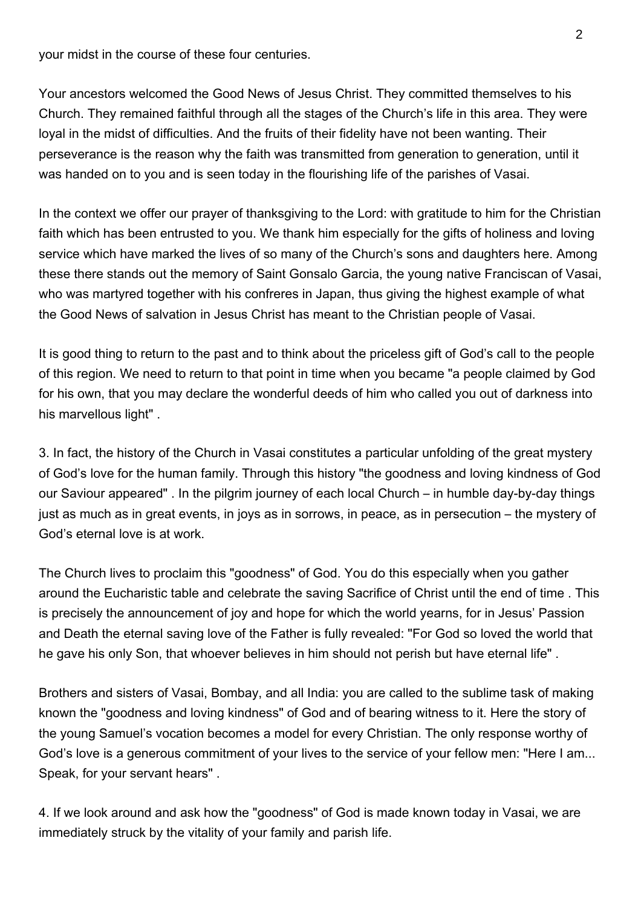your midst in the course of these four centuries.

Your ancestors welcomed the Good News of Jesus Christ. They committed themselves to his Church. They remained faithful through all the stages of the Church's life in this area. They were loyal in the midst of difficulties. And the fruits of their fidelity have not been wanting. Their perseverance is the reason why the faith was transmitted from generation to generation, until it was handed on to you and is seen today in the flourishing life of the parishes of Vasai.

In the context we offer our prayer of thanksgiving to the Lord: with gratitude to him for the Christian faith which has been entrusted to you. We thank him especially for the gifts of holiness and loving service which have marked the lives of so many of the Church's sons and daughters here. Among these there stands out the memory of Saint Gonsalo Garcia, the young native Franciscan of Vasai, who was martyred together with his confreres in Japan, thus giving the highest example of what the Good News of salvation in Jesus Christ has meant to the Christian people of Vasai.

It is good thing to return to the past and to think about the priceless gift of God's call to the people of this region. We need to return to that point in time when you became "a people claimed by God for his own, that you may declare the wonderful deeds of him who called you out of darkness into his marvellous light" .

3. In fact, the history of the Church in Vasai constitutes a particular unfolding of the great mystery of God's love for the human family. Through this history "the goodness and loving kindness of God our Saviour appeared" . In the pilgrim journey of each local Church – in humble day-by-day things just as much as in great events, in joys as in sorrows, in peace, as in persecution – the mystery of God's eternal love is at work.

The Church lives to proclaim this "goodness" of God. You do this especially when you gather around the Eucharistic table and celebrate the saving Sacrifice of Christ until the end of time . This is precisely the announcement of joy and hope for which the world yearns, for in Jesus' Passion and Death the eternal saving love of the Father is fully revealed: "For God so loved the world that he gave his only Son, that whoever believes in him should not perish but have eternal life" .

Brothers and sisters of Vasai, Bombay, and all India: you are called to the sublime task of making known the "goodness and loving kindness" of God and of bearing witness to it. Here the story of the young Samuel's vocation becomes a model for every Christian. The only response worthy of God's love is a generous commitment of your lives to the service of your fellow men: "Here I am... Speak, for your servant hears" .

4. If we look around and ask how the "goodness" of God is made known today in Vasai, we are immediately struck by the vitality of your family and parish life.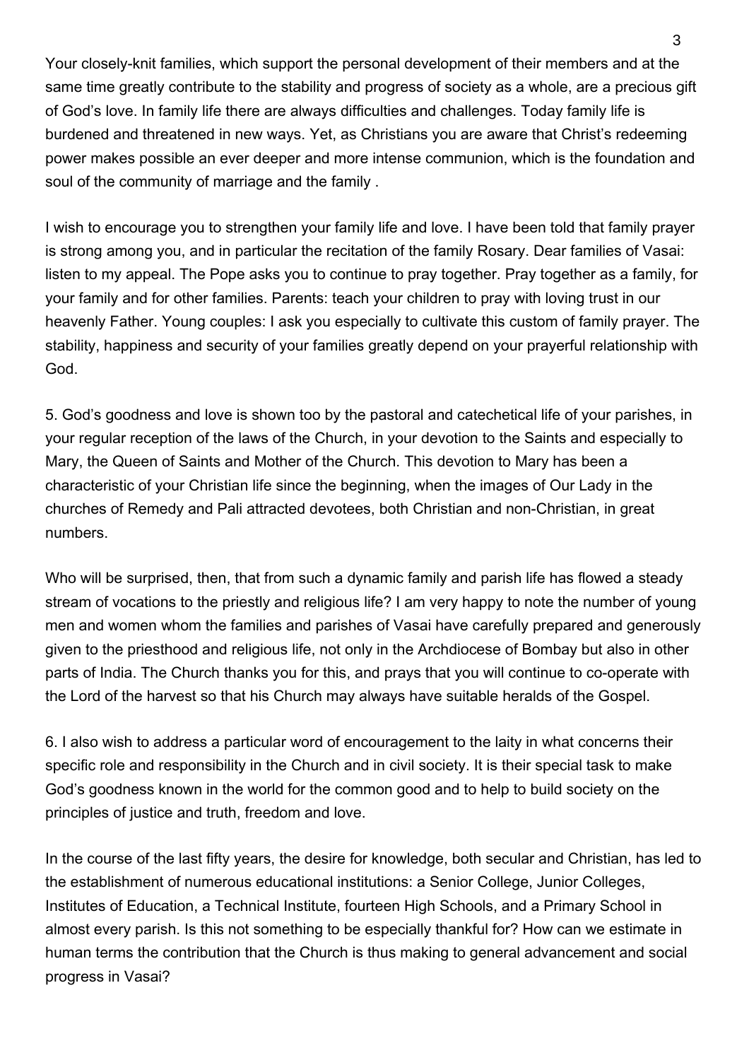Your closely-knit families, which support the personal development of their members and at the same time greatly contribute to the stability and progress of society as a whole, are a precious gift of God's love. In family life there are always difficulties and challenges. Today family life is burdened and threatened in new ways. Yet, as Christians you are aware that Christ's redeeming power makes possible an ever deeper and more intense communion, which is the foundation and soul of the community of marriage and the family .

I wish to encourage you to strengthen your family life and love. I have been told that family prayer is strong among you, and in particular the recitation of the family Rosary. Dear families of Vasai: listen to my appeal. The Pope asks you to continue to pray together. Pray together as a family, for your family and for other families. Parents: teach your children to pray with loving trust in our heavenly Father. Young couples: I ask you especially to cultivate this custom of family prayer. The stability, happiness and security of your families greatly depend on your prayerful relationship with God.

5. God's goodness and love is shown too by the pastoral and catechetical life of your parishes, in your regular reception of the laws of the Church, in your devotion to the Saints and especially to Mary, the Queen of Saints and Mother of the Church. This devotion to Mary has been a characteristic of your Christian life since the beginning, when the images of Our Lady in the churches of Remedy and Pali attracted devotees, both Christian and non-Christian, in great numbers.

Who will be surprised, then, that from such a dynamic family and parish life has flowed a steady stream of vocations to the priestly and religious life? I am very happy to note the number of young men and women whom the families and parishes of Vasai have carefully prepared and generously given to the priesthood and religious life, not only in the Archdiocese of Bombay but also in other parts of India. The Church thanks you for this, and prays that you will continue to co-operate with the Lord of the harvest so that his Church may always have suitable heralds of the Gospel.

6. I also wish to address a particular word of encouragement to the laity in what concerns their specific role and responsibility in the Church and in civil society. It is their special task to make God's goodness known in the world for the common good and to help to build society on the principles of justice and truth, freedom and love.

In the course of the last fifty years, the desire for knowledge, both secular and Christian, has led to the establishment of numerous educational institutions: a Senior College, Junior Colleges, Institutes of Education, a Technical Institute, fourteen High Schools, and a Primary School in almost every parish. Is this not something to be especially thankful for? How can we estimate in human terms the contribution that the Church is thus making to general advancement and social progress in Vasai?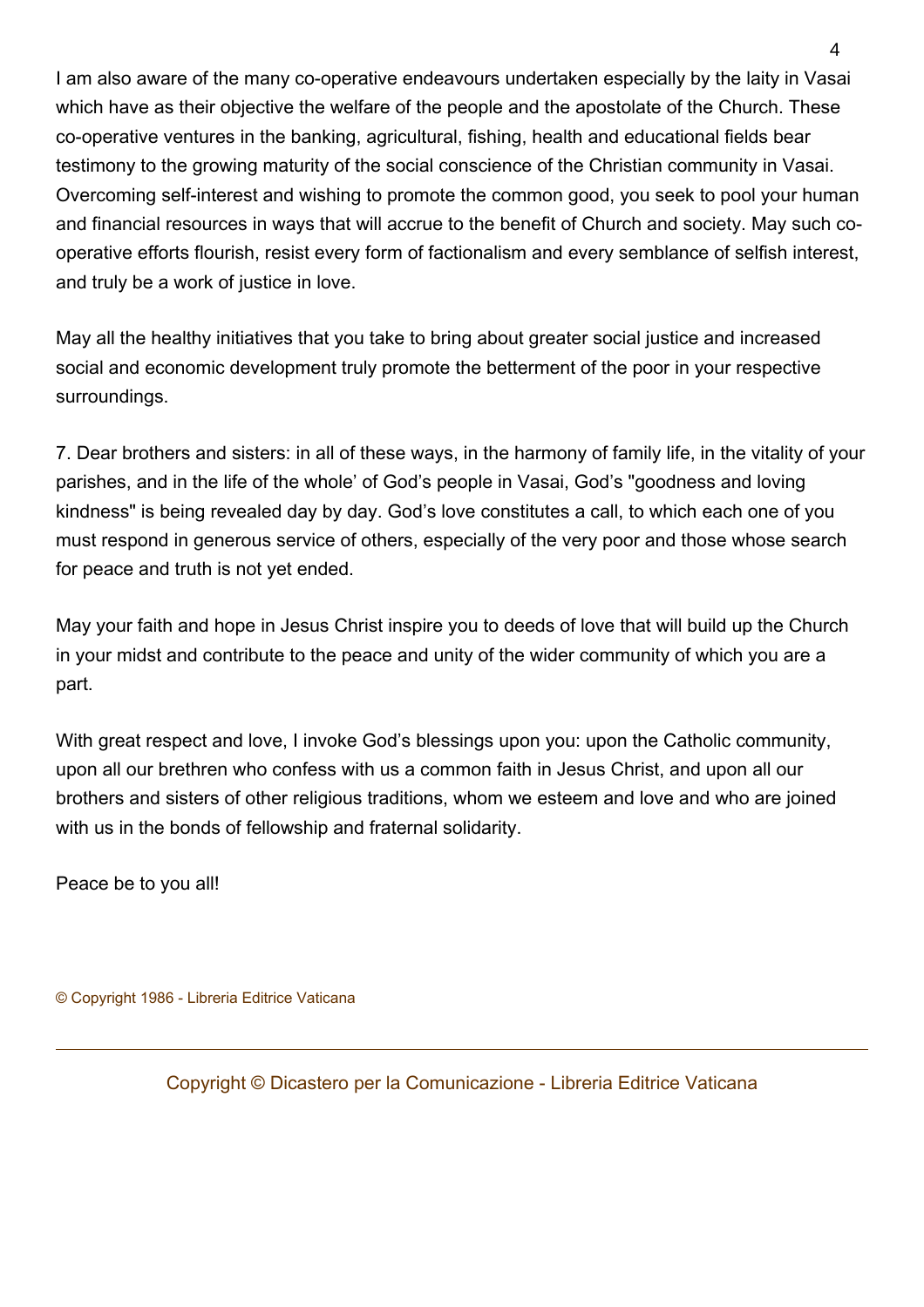I am also aware of the many co-operative endeavours undertaken especially by the laity in Vasai which have as their objective the welfare of the people and the apostolate of the Church. These co-operative ventures in the banking, agricultural, fishing, health and educational fields bear testimony to the growing maturity of the social conscience of the Christian community in Vasai. Overcoming self-interest and wishing to promote the common good, you seek to pool your human and financial resources in ways that will accrue to the benefit of Church and society. May such co-operative efforts flourish, resist every form of factionalism and every semblance of selfish interest, and truly be a work of justice in love.

May all the healthy initiatives that you take to bring about greater social justice and increased social and economic development truly promote the betterment of the poor in your respective surroundings.

7. Dear brothers and sisters: in all of these ways, in the harmony of family life, in the vitality of your parishes, and in the life of the whole' of God's people in Vasai, God's "goodness and loving kindness" is being revealed day by day. God's love constitutes a call, to which each one of you must respond in generous service of others, especially of the very poor and those whose search for peace and truth is not yet ended.

May your faith and hope in Jesus Christ inspire you to deeds of love that will build up the Church in your midst and contribute to the peace and unity of the wider community of which you are a part.

With great respect and love, I invoke God's blessings upon you: upon the Catholic community, upon all our brethren who confess with us a common faith in Jesus Christ, and upon all our brothers and sisters of other religious traditions, whom we esteem and love and who are joined with us in the bonds of fellowship and fraternal solidarity.

Peace be to you all!

© Copyright 1986 - Libreria Editrice Vaticana

---

Copyright © Dicastero per la Comunicazione - Libreria Editrice Vaticana